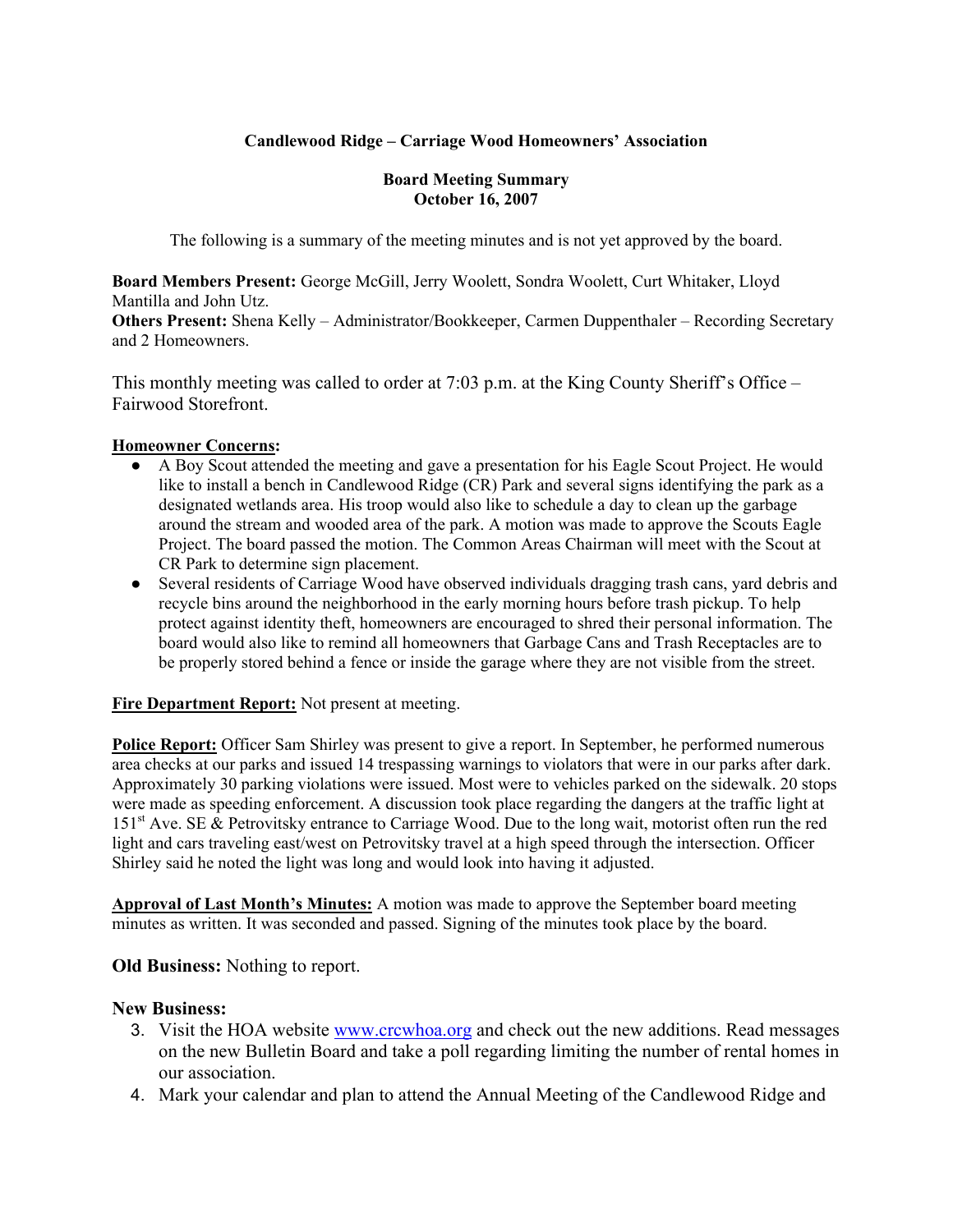**Candlewood Ridge – Carriage Wood Homeowners' Association**

**Board Meeting Summary**
**October 16, 2007**

The following is a summary of the meeting minutes and is not yet approved by the board.

**Board Members Present:** George McGill, Jerry Woolett, Sondra Woolett, Curt Whitaker, Lloyd Mantilla and John Utz.
**Others Present:** Shena Kelly – Administrator/Bookkeeper, Carmen Duppenthaler – Recording Secretary and 2 Homeowners.

This monthly meeting was called to order at 7:03 p.m. at the King County Sheriff's Office – Fairwood Storefront.

**Homeowner Concerns:**

- A Boy Scout attended the meeting and gave a presentation for his Eagle Scout Project. He would like to install a bench in Candlewood Ridge (CR) Park and several signs identifying the park as a designated wetlands area. His troop would also like to schedule a day to clean up the garbage around the stream and wooded area of the park. A motion was made to approve the Scouts Eagle Project. The board passed the motion. The Common Areas Chairman will meet with the Scout at CR Park to determine sign placement.
- Several residents of Carriage Wood have observed individuals dragging trash cans, yard debris and recycle bins around the neighborhood in the early morning hours before trash pickup. To help protect against identity theft, homeowners are encouraged to shred their personal information. The board would also like to remind all homeowners that Garbage Cans and Trash Receptacles are to be properly stored behind a fence or inside the garage where they are not visible from the street.

**Fire Department Report:** Not present at meeting.

**Police Report:** Officer Sam Shirley was present to give a report. In September, he performed numerous area checks at our parks and issued 14 trespassing warnings to violators that were in our parks after dark. Approximately 30 parking violations were issued. Most were to vehicles parked on the sidewalk. 20 stops were made as speeding enforcement. A discussion took place regarding the dangers at the traffic light at 151st Ave. SE & Petrovitsky entrance to Carriage Wood. Due to the long wait, motorist often run the red light and cars traveling east/west on Petrovitsky travel at a high speed through the intersection. Officer Shirley said he noted the light was long and would look into having it adjusted.

**Approval of Last Month's Minutes:** A motion was made to approve the September board meeting minutes as written. It was seconded and passed. Signing of the minutes took place by the board.

**Old Business:** Nothing to report.

**New Business:**

3. Visit the HOA website [www.crcwhoa.org](http://www.crcwhoa.org) and check out the new additions. Read messages on the new Bulletin Board and take a poll regarding limiting the number of rental homes in our association.
4. Mark your calendar and plan to attend the Annual Meeting of the Candlewood Ridge and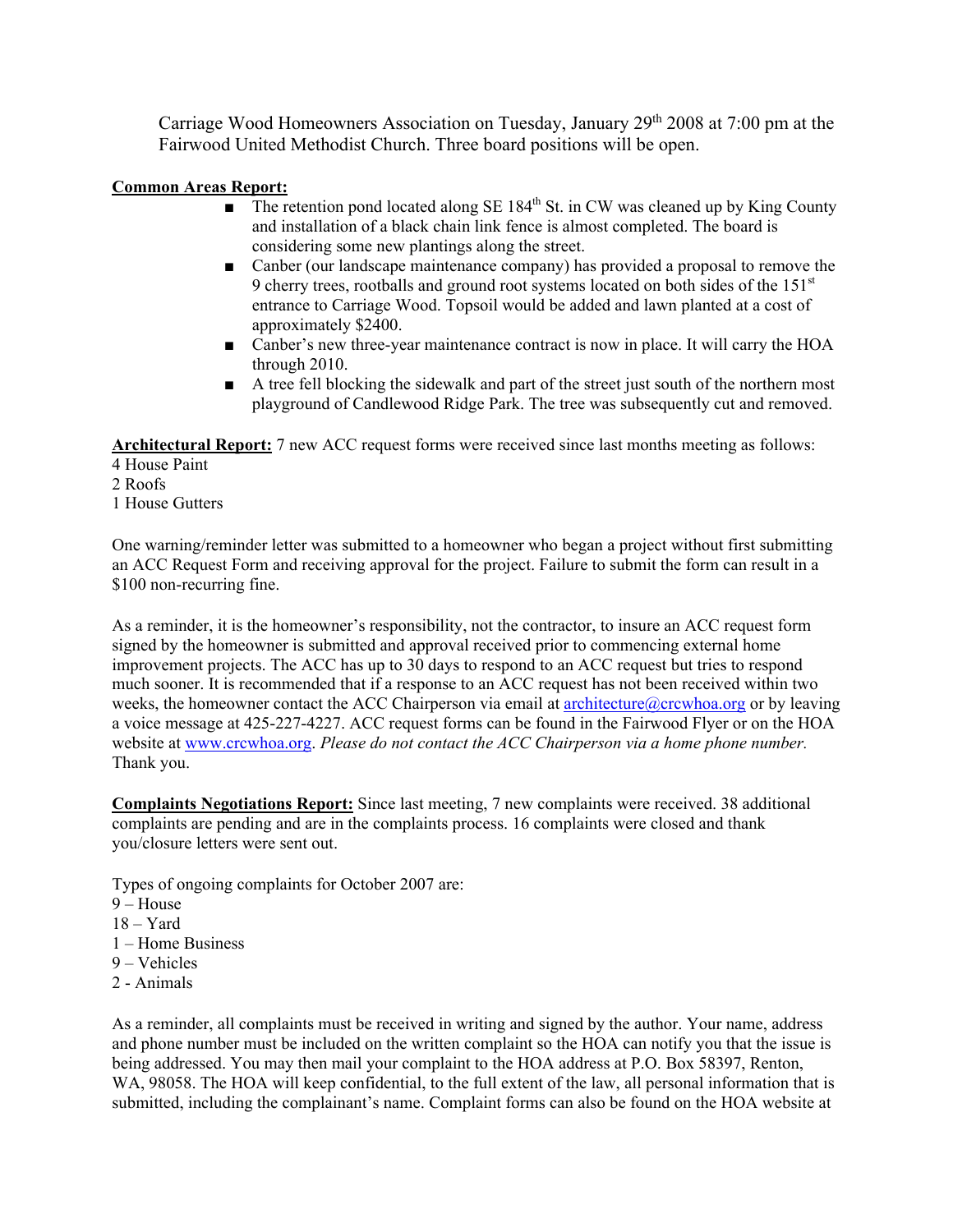Carriage Wood Homeowners Association on Tuesday, January 29th 2008 at 7:00 pm at the Fairwood United Methodist Church. Three board positions will be open.

**Common Areas Report:**

- The retention pond located along SE 184th St. in CW was cleaned up by King County and installation of a black chain link fence is almost completed. The board is considering some new plantings along the street.
- Canber (our landscape maintenance company) has provided a proposal to remove the 9 cherry trees, rootballs and ground root systems located on both sides of the 151st entrance to Carriage Wood. Topsoil would be added and lawn planted at a cost of approximately $2400.
- Canber's new three-year maintenance contract is now in place. It will carry the HOA through 2010.
- A tree fell blocking the sidewalk and part of the street just south of the northern most playground of Candlewood Ridge Park. The tree was subsequently cut and removed.

**Architectural Report:** 7 new ACC request forms were received since last months meeting as follows:
4 House Paint
2 Roofs
1 House Gutters

One warning/reminder letter was submitted to a homeowner who began a project without first submitting an ACC Request Form and receiving approval for the project. Failure to submit the form can result in a $100 non-recurring fine.

As a reminder, it is the homeowner's responsibility, not the contractor, to insure an ACC request form signed by the homeowner is submitted and approval received prior to commencing external home improvement projects. The ACC has up to 30 days to respond to an ACC request but tries to respond much sooner. It is recommended that if a response to an ACC request has not been received within two weeks, the homeowner contact the ACC Chairperson via email at architecture@crcwhoa.org or by leaving a voice message at 425-227-4227. ACC request forms can be found in the Fairwood Flyer or on the HOA website at www.crcwhoa.org. *Please do not contact the ACC Chairperson via a home phone number.* Thank you.

**Complaints Negotiations Report:** Since last meeting, 7 new complaints were received. 38 additional complaints are pending and are in the complaints process. 16 complaints were closed and thank you/closure letters were sent out.

Types of ongoing complaints for October 2007 are:
9 – House
18 – Yard
1 – Home Business
9 – Vehicles
2 - Animals

As a reminder, all complaints must be received in writing and signed by the author. Your name, address and phone number must be included on the written complaint so the HOA can notify you that the issue is being addressed. You may then mail your complaint to the HOA address at P.O. Box 58397, Renton, WA, 98058. The HOA will keep confidential, to the full extent of the law, all personal information that is submitted, including the complainant's name. Complaint forms can also be found on the HOA website at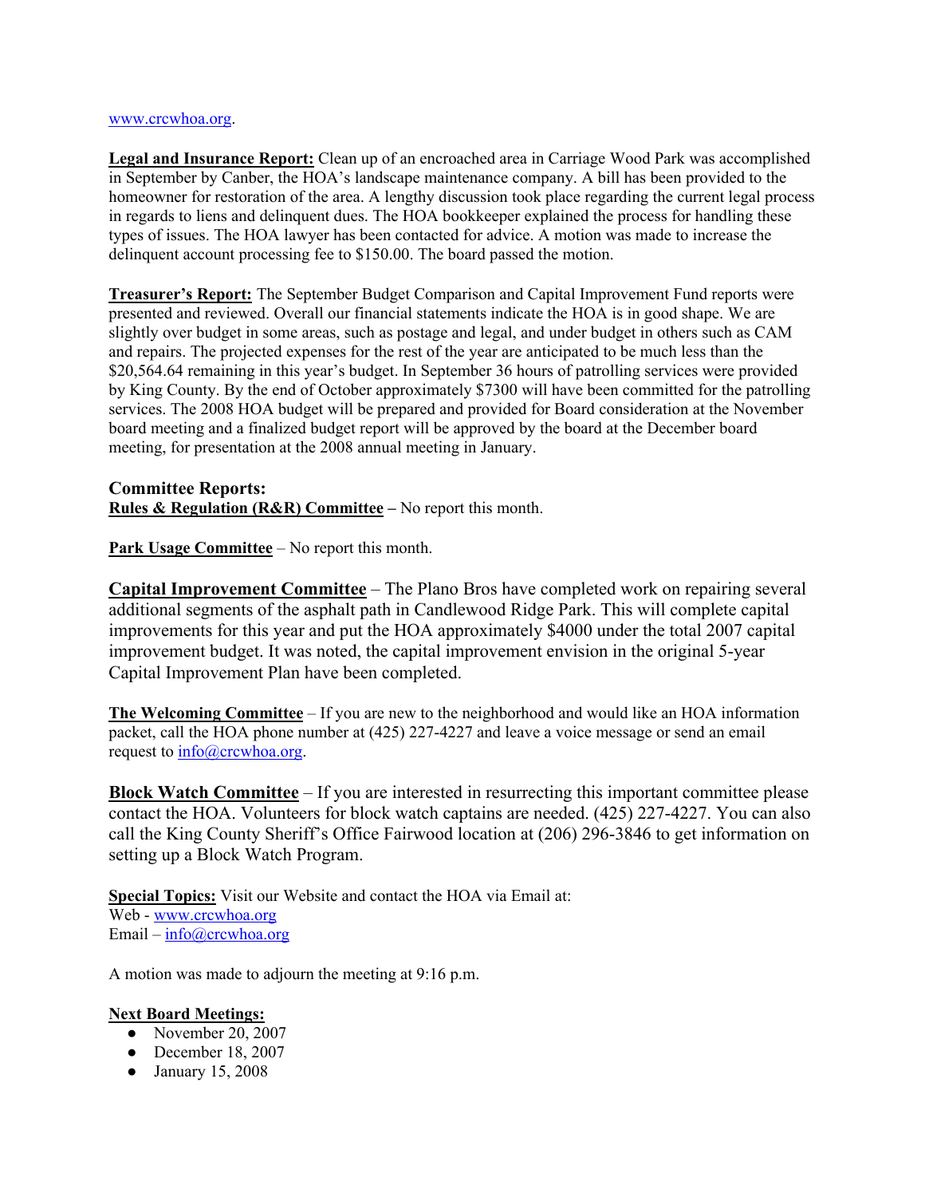www.crcwhoa.org.

**Legal and Insurance Report:** Clean up of an encroached area in Carriage Wood Park was accomplished in September by Canber, the HOA's landscape maintenance company. A bill has been provided to the homeowner for restoration of the area. A lengthy discussion took place regarding the current legal process in regards to liens and delinquent dues. The HOA bookkeeper explained the process for handling these types of issues. The HOA lawyer has been contacted for advice. A motion was made to increase the delinquent account processing fee to $150.00. The board passed the motion.

**Treasurer's Report:** The September Budget Comparison and Capital Improvement Fund reports were presented and reviewed. Overall our financial statements indicate the HOA is in good shape. We are slightly over budget in some areas, such as postage and legal, and under budget in others such as CAM and repairs. The projected expenses for the rest of the year are anticipated to be much less than the $20,564.64 remaining in this year's budget. In September 36 hours of patrolling services were provided by King County. By the end of October approximately $7300 will have been committed for the patrolling services. The 2008 HOA budget will be prepared and provided for Board consideration at the November board meeting and a finalized budget report will be approved by the board at the December board meeting, for presentation at the 2008 annual meeting in January.

**Committee Reports:**

**Rules & Regulation (R&R) Committee** – No report this month.

**Park Usage Committee** – No report this month.

**Capital Improvement Committee** – The Plano Bros have completed work on repairing several additional segments of the asphalt path in Candlewood Ridge Park. This will complete capital improvements for this year and put the HOA approximately $4000 under the total 2007 capital improvement budget. It was noted, the capital improvement envision in the original 5-year Capital Improvement Plan have been completed.

**The Welcoming Committee** – If you are new to the neighborhood and would like an HOA information packet, call the HOA phone number at (425) 227-4227 and leave a voice message or send an email request to info@crcwhoa.org.

**Block Watch Committee** – If you are interested in resurrecting this important committee please contact the HOA. Volunteers for block watch captains are needed. (425) 227-4227. You can also call the King County Sheriff's Office Fairwood location at (206) 296-3846 to get information on setting up a Block Watch Program.

**Special Topics:** Visit our Website and contact the HOA via Email at:
Web - www.crcwhoa.org
Email – info@crcwhoa.org

A motion was made to adjourn the meeting at 9:16 p.m.

**Next Board Meetings:**

- November 20, 2007
- December 18, 2007
- January 15, 2008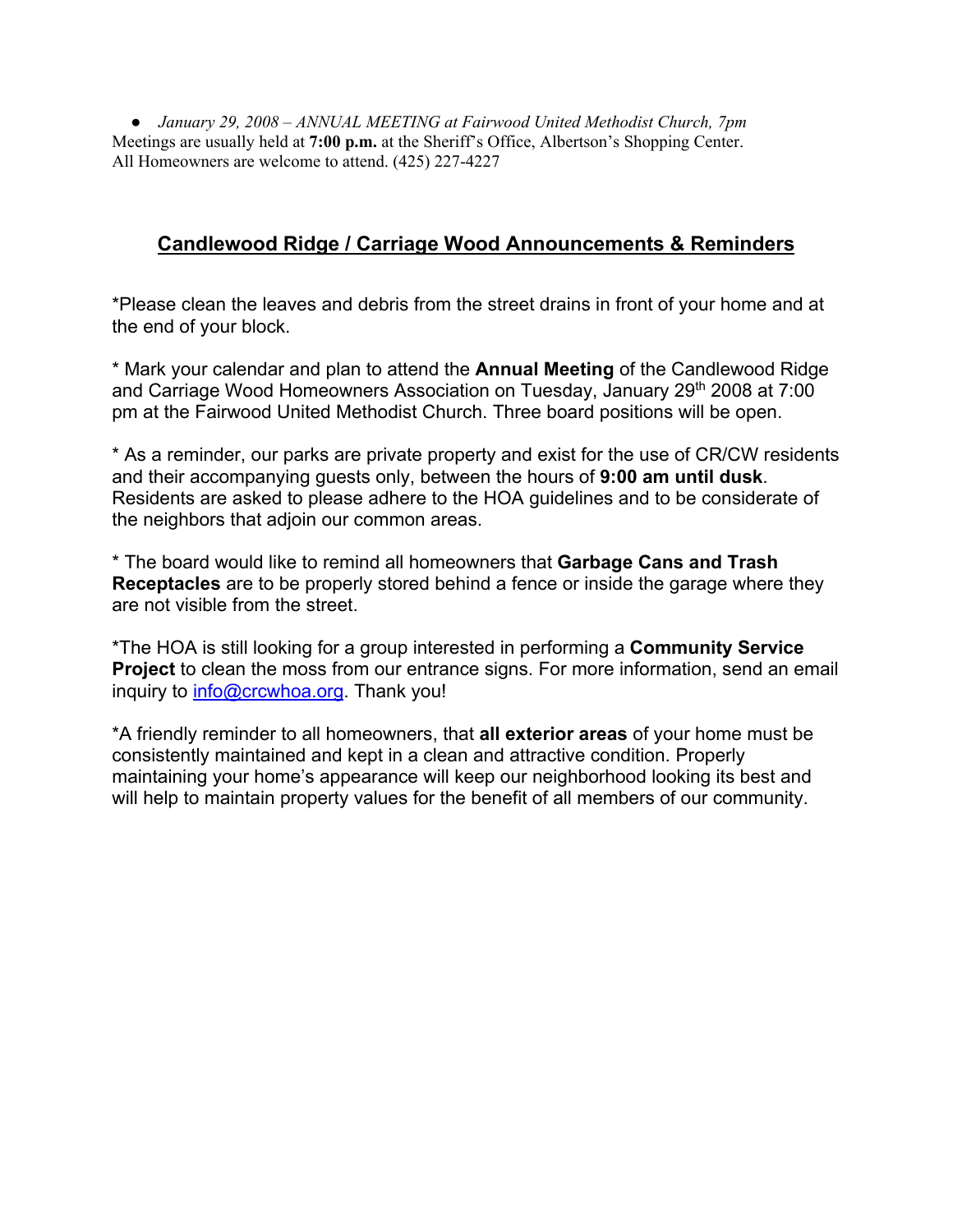- *January 29, 2008 – ANNUAL MEETING at Fairwood United Methodist Church, 7pm*

Meetings are usually held at **7:00 p.m.** at the Sheriff's Office, Albertson's Shopping Center. All Homeowners are welcome to attend. (425) 227-4227

## Candlewood Ridge / Carriage Wood Announcements & Reminders

*Please clean the leaves and debris from the street drains in front of your home and at the end of your block.

* Mark your calendar and plan to attend the **Annual Meeting** of the Candlewood Ridge and Carriage Wood Homeowners Association on Tuesday, January 29th 2008 at 7:00 pm at the Fairwood United Methodist Church. Three board positions will be open.

* As a reminder, our parks are private property and exist for the use of CR/CW residents and their accompanying guests only, between the hours of **9:00 am until dusk**. Residents are asked to please adhere to the HOA guidelines and to be considerate of the neighbors that adjoin our common areas.

* The board would like to remind all homeowners that **Garbage Cans and Trash Receptacles** are to be properly stored behind a fence or inside the garage where they are not visible from the street.

*The HOA is still looking for a group interested in performing a **Community Service Project** to clean the moss from our entrance signs. For more information, send an email inquiry to info@crcwhoa.org. Thank you!

*A friendly reminder to all homeowners, that **all exterior areas** of your home must be consistently maintained and kept in a clean and attractive condition. Properly maintaining your home's appearance will keep our neighborhood looking its best and will help to maintain property values for the benefit of all members of our community.